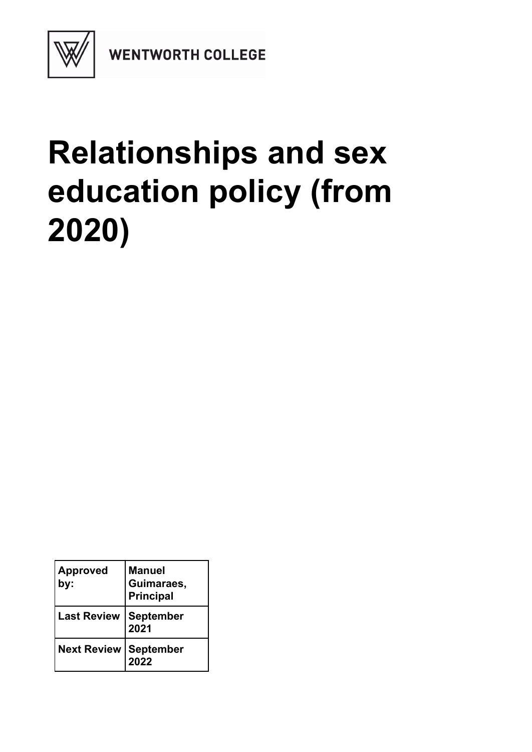WENTWORTH COLLEGE

# Relationships and sex education policy (from 2020)

| Approved by: | Manuel Guimaraes, Principal |
| --- | --- |
| Last Review | September 2021 |
| Next Review | September 2022 |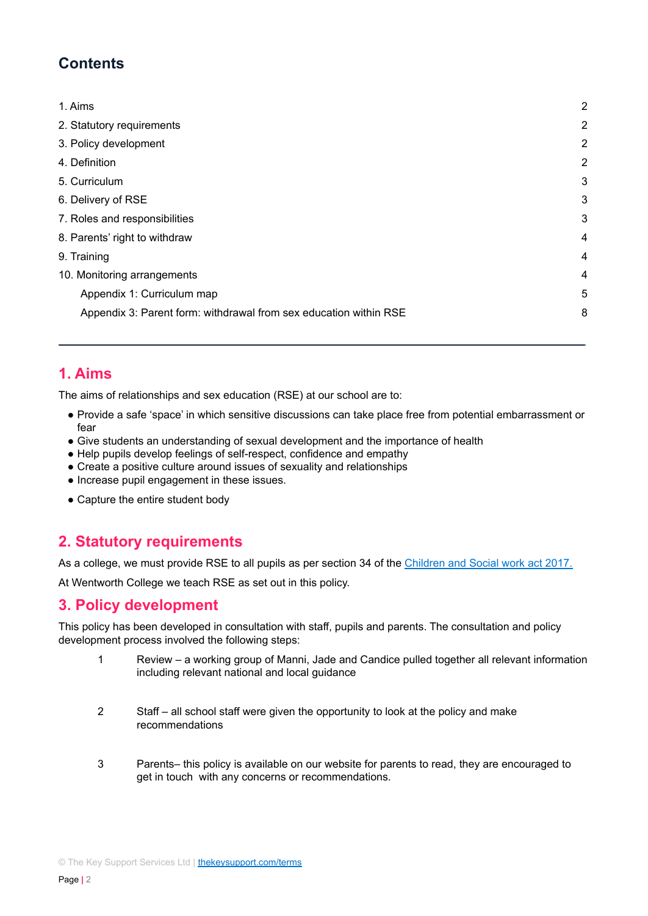## Contents

| | |
|---|---|
| 1. Aims | 2 |
| 2. Statutory requirements | 2 |
| 3. Policy development | 2 |
| 4. Definition | 2 |
| 5. Curriculum | 3 |
| 6. Delivery of RSE | 3 |
| 7. Roles and responsibilities | 3 |
| 8. Parents' right to withdraw | 4 |
| 9. Training | 4 |
| 10. Monitoring arrangements | 4 |
| Appendix 1: Curriculum map | 5 |
| Appendix 3: Parent form: withdrawal from sex education within RSE | 8 |

---

## 1. Aims

The aims of relationships and sex education (RSE) at our school are to:

- Provide a safe 'space' in which sensitive discussions can take place free from potential embarrassment or fear
- Give students an understanding of sexual development and the importance of health
- Help pupils develop feelings of self-respect, confidence and empathy
- Create a positive culture around issues of sexuality and relationships
- Increase pupil engagement in these issues.
- Capture the entire student body

## 2. Statutory requirements

As a college, we must provide RSE to all pupils as per section 34 of the Children and Social work act 2017.

At Wentworth College we teach RSE as set out in this policy.

## 3. Policy development

This policy has been developed in consultation with staff, pupils and parents. The consultation and policy development process involved the following steps:

1. Review – a working group of Manni, Jade and Candice pulled together all relevant information including relevant national and local guidance
2. Staff – all school staff were given the opportunity to look at the policy and make recommendations
3. Parents– this policy is available on our website for parents to read, they are encouraged to get in touch with any concerns or recommendations.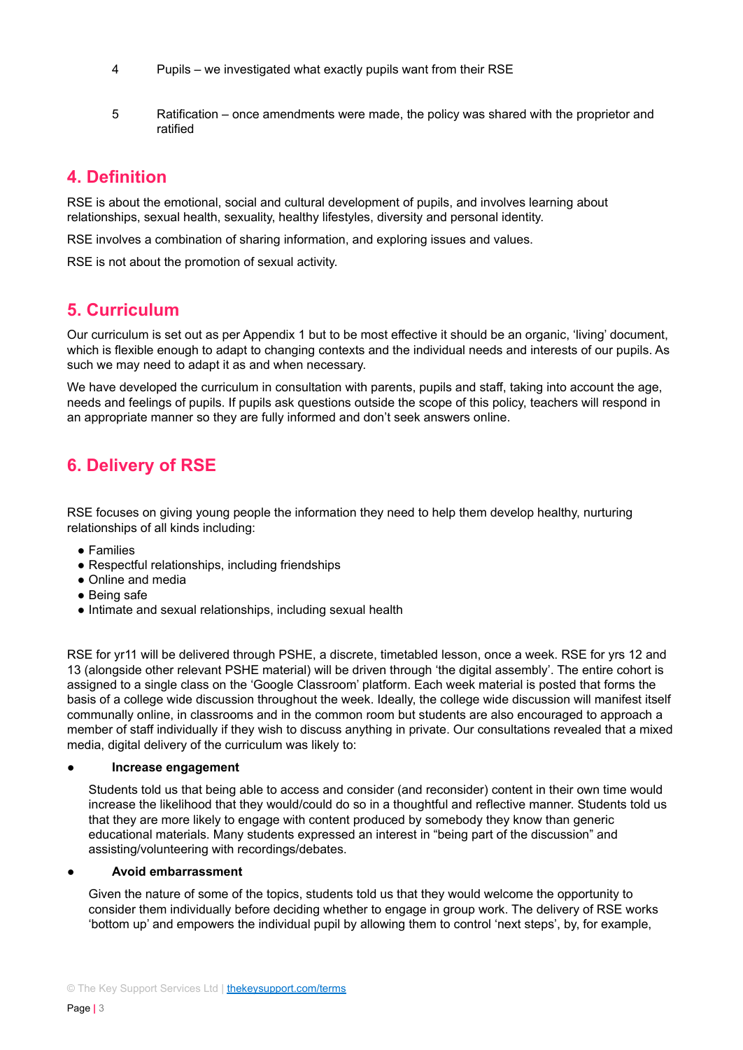4 Pupils – we investigated what exactly pupils want from their RSE

5 Ratification – once amendments were made, the policy was shared with the proprietor and ratified

## 4. Definition

RSE is about the emotional, social and cultural development of pupils, and involves learning about relationships, sexual health, sexuality, healthy lifestyles, diversity and personal identity.

RSE involves a combination of sharing information, and exploring issues and values.

RSE is not about the promotion of sexual activity.

## 5. Curriculum

Our curriculum is set out as per Appendix 1 but to be most effective it should be an organic, 'living' document, which is flexible enough to adapt to changing contexts and the individual needs and interests of our pupils. As such we may need to adapt it as and when necessary.

We have developed the curriculum in consultation with parents, pupils and staff, taking into account the age, needs and feelings of pupils. If pupils ask questions outside the scope of this policy, teachers will respond in an appropriate manner so they are fully informed and don't seek answers online.

## 6. Delivery of RSE

RSE focuses on giving young people the information they need to help them develop healthy, nurturing relationships of all kinds including:

- Families
- Respectful relationships, including friendships
- Online and media
- Being safe
- Intimate and sexual relationships, including sexual health

RSE for yr11 will be delivered through PSHE, a discrete, timetabled lesson, once a week. RSE for yrs 12 and 13 (alongside other relevant PSHE material) will be driven through 'the digital assembly'. The entire cohort is assigned to a single class on the 'Google Classroom' platform. Each week material is posted that forms the basis of a college wide discussion throughout the week. Ideally, the college wide discussion will manifest itself communally online, in classrooms and in the common room but students are also encouraged to approach a member of staff individually if they wish to discuss anything in private. Our consultations revealed that a mixed media, digital delivery of the curriculum was likely to:

- **Increase engagement**

  Students told us that being able to access and consider (and reconsider) content in their own time would increase the likelihood that they would/could do so in a thoughtful and reflective manner. Students told us that they are more likely to engage with content produced by somebody they know than generic educational materials. Many students expressed an interest in "being part of the discussion" and assisting/volunteering with recordings/debates.

- **Avoid embarrassment**

  Given the nature of some of the topics, students told us that they would welcome the opportunity to consider them individually before deciding whether to engage in group work. The delivery of RSE works 'bottom up' and empowers the individual pupil by allowing them to control 'next steps', by, for example,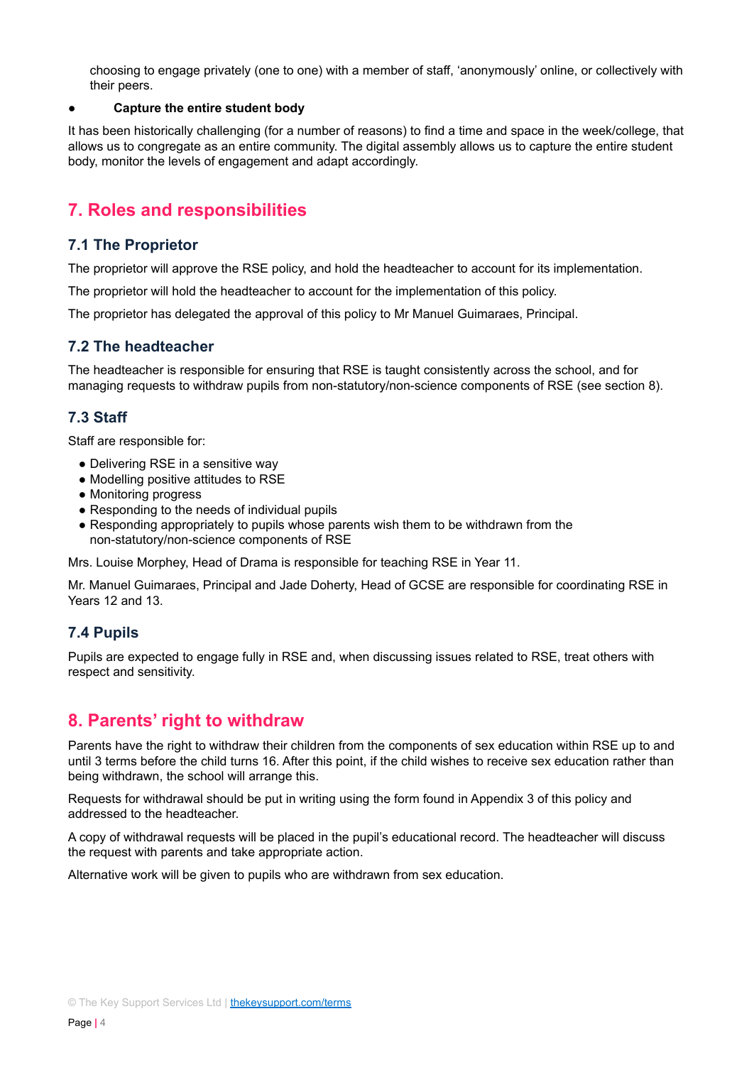choosing to engage privately (one to one) with a member of staff, 'anonymously' online, or collectively with their peers.

- **Capture the entire student body**

It has been historically challenging (for a number of reasons) to find a time and space in the week/college, that allows us to congregate as an entire community. The digital assembly allows us to capture the entire student body, monitor the levels of engagement and adapt accordingly.

## 7. Roles and responsibilities

### 7.1 The Proprietor

The proprietor will approve the RSE policy, and hold the headteacher to account for its implementation.

The proprietor will hold the headteacher to account for the implementation of this policy.

The proprietor has delegated the approval of this policy to Mr Manuel Guimaraes, Principal.

### 7.2 The headteacher

The headteacher is responsible for ensuring that RSE is taught consistently across the school, and for managing requests to withdraw pupils from non-statutory/non-science components of RSE (see section 8).

### 7.3 Staff

Staff are responsible for:

- Delivering RSE in a sensitive way
- Modelling positive attitudes to RSE
- Monitoring progress
- Responding to the needs of individual pupils
- Responding appropriately to pupils whose parents wish them to be withdrawn from the non-statutory/non-science components of RSE

Mrs. Louise Morphey, Head of Drama is responsible for teaching RSE in Year 11.

Mr. Manuel Guimaraes, Principal and Jade Doherty, Head of GCSE are responsible for coordinating RSE in Years 12 and 13.

### 7.4 Pupils

Pupils are expected to engage fully in RSE and, when discussing issues related to RSE, treat others with respect and sensitivity.

## 8. Parents' right to withdraw

Parents have the right to withdraw their children from the components of sex education within RSE up to and until 3 terms before the child turns 16. After this point, if the child wishes to receive sex education rather than being withdrawn, the school will arrange this.

Requests for withdrawal should be put in writing using the form found in Appendix 3 of this policy and addressed to the headteacher.

A copy of withdrawal requests will be placed in the pupil's educational record. The headteacher will discuss the request with parents and take appropriate action.

Alternative work will be given to pupils who are withdrawn from sex education.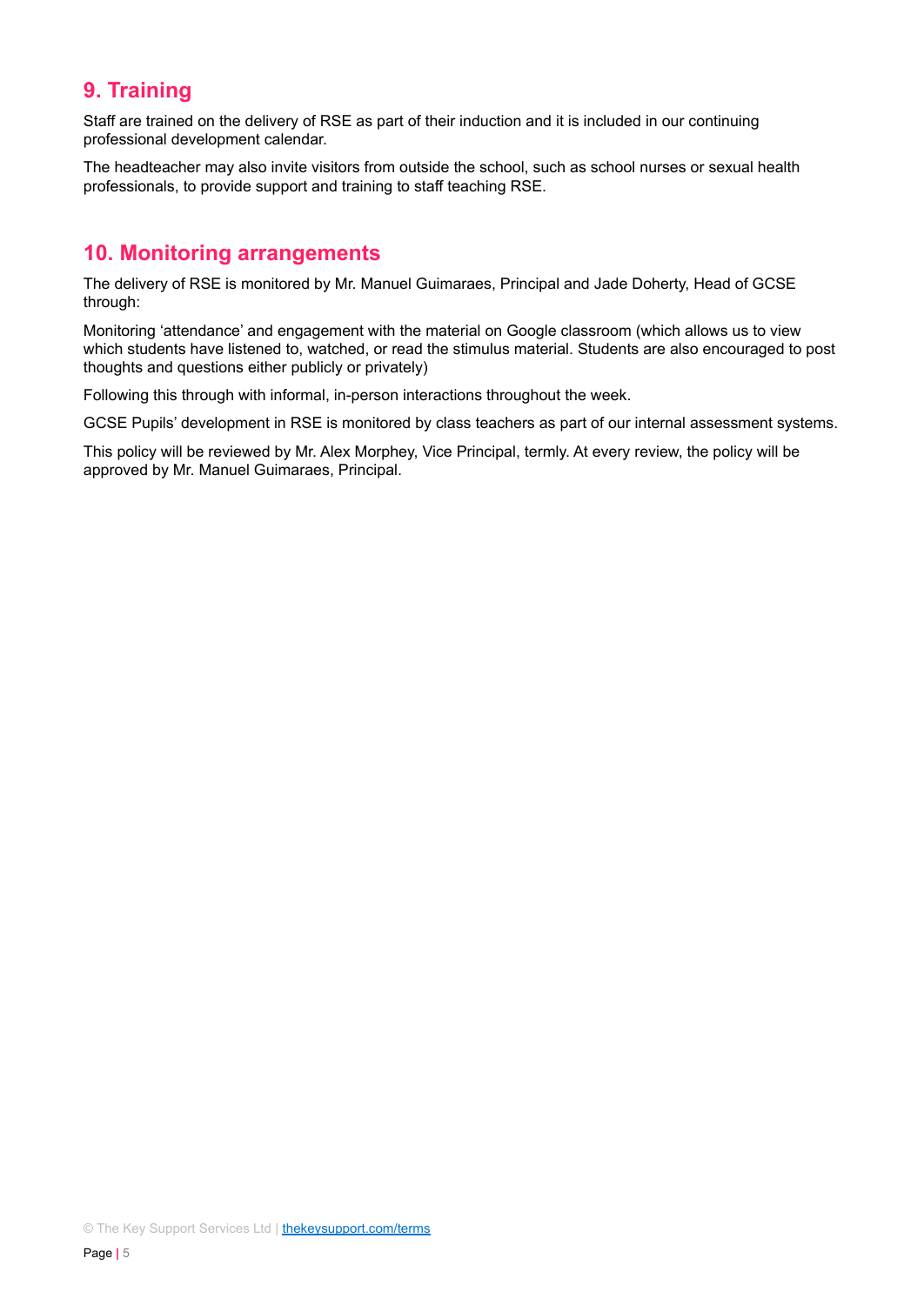## 9. Training

Staff are trained on the delivery of RSE as part of their induction and it is included in our continuing professional development calendar.

The headteacher may also invite visitors from outside the school, such as school nurses or sexual health professionals, to provide support and training to staff teaching RSE.

## 10. Monitoring arrangements

The delivery of RSE is monitored by Mr. Manuel Guimaraes, Principal and Jade Doherty, Head of GCSE through:

Monitoring 'attendance' and engagement with the material on Google classroom (which allows us to view which students have listened to, watched, or read the stimulus material. Students are also encouraged to post thoughts and questions either publicly or privately)

Following this through with informal, in-person interactions throughout the week.

GCSE Pupils' development in RSE is monitored by class teachers as part of our internal assessment systems.

This policy will be reviewed by Mr. Alex Morphey, Vice Principal, termly. At every review, the policy will be approved by Mr. Manuel Guimaraes, Principal.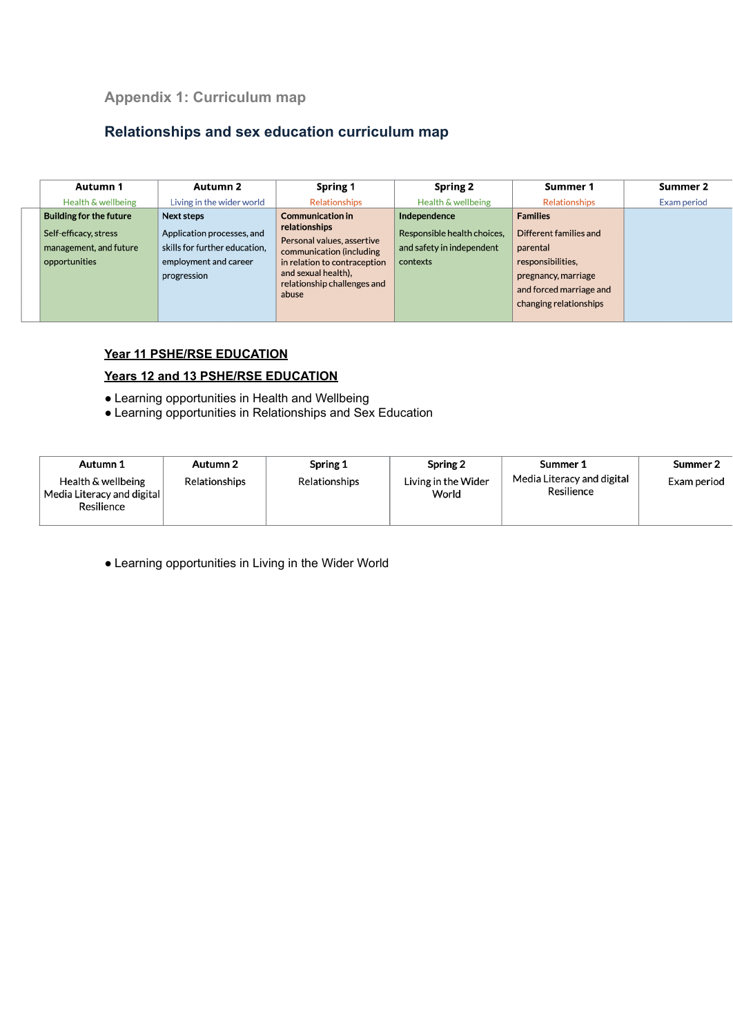## Appendix 1: Curriculum map

## Relationships and sex education curriculum map

| Autumn 1<br>Health & wellbeing | Autumn 2<br>Living in the wider world | Spring 1<br>Relationships | Spring 2<br>Health & wellbeing | Summer 1<br>Relationships | Summer 2<br>Exam period |
|---|---|---|---|---|---|
| **Building for the future**<br>Self-efficacy, stress management, and future opportunities | **Next steps**<br>Application processes, and skills for further education, employment and career progression | **Communication in relationships**<br>Personal values, assertive communication (including in relation to contraception and sexual health), relationship challenges and abuse | **Independence**<br>Responsible health choices, and safety in independent contexts | **Families**<br>Different families and parental responsibilities, pregnancy, marriage and forced marriage and changing relationships | |

<u>**Year 11 PSHE/RSE EDUCATION**</u>

<u>**Years 12 and 13 PSHE/RSE EDUCATION**</u>

- Learning opportunities in Health and Wellbeing
- Learning opportunities in Relationships and Sex Education

| Autumn 1 | Autumn 2 | Spring 1 | Spring 2 | Summer 1 | Summer 2 |
|---|---|---|---|---|---|
| Health & wellbeing<br>Media Literacy and digital Resilience | Relationships | Relationships | Living in the Wider World | Media Literacy and digital Resilience | Exam period |

- Learning opportunities in Living in the Wider World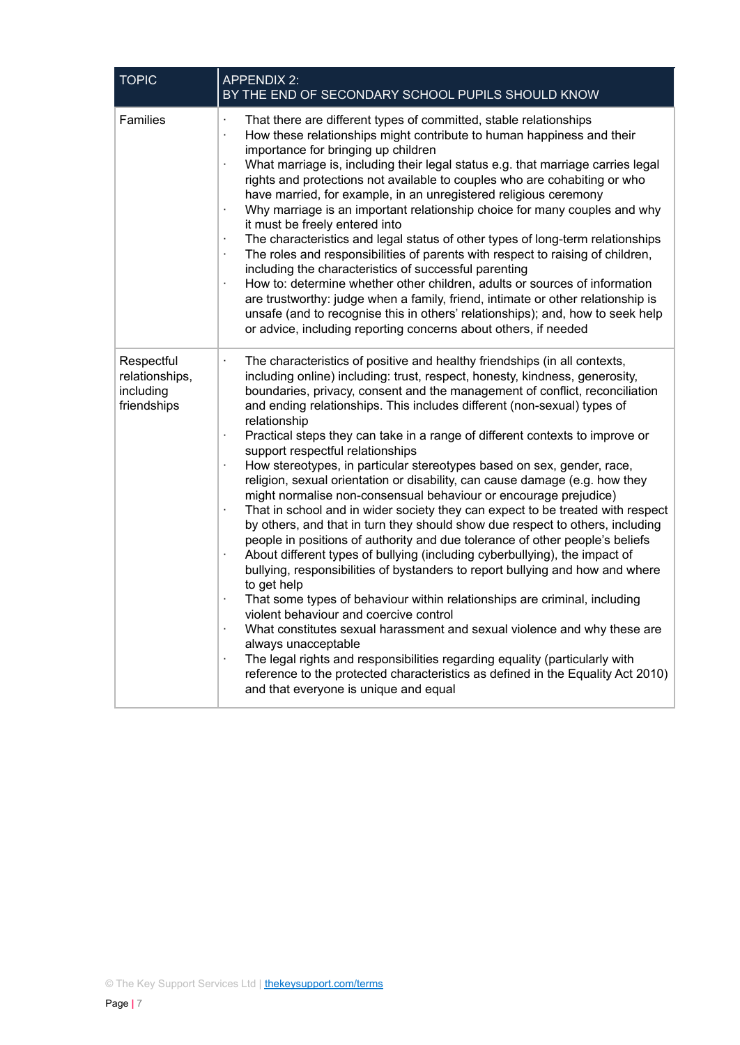| TOPIC | APPENDIX 2:<br>BY THE END OF SECONDARY SCHOOL PUPILS SHOULD KNOW |
|---|---|
| Families | · That there are different types of committed, stable relationships<br>· How these relationships might contribute to human happiness and their importance for bringing up children<br>· What marriage is, including their legal status e.g. that marriage carries legal rights and protections not available to couples who are cohabiting or who have married, for example, in an unregistered religious ceremony<br>· Why marriage is an important relationship choice for many couples and why it must be freely entered into<br>· The characteristics and legal status of other types of long-term relationships<br>· The roles and responsibilities of parents with respect to raising of children, including the characteristics of successful parenting<br>· How to: determine whether other children, adults or sources of information are trustworthy: judge when a family, friend, intimate or other relationship is unsafe (and to recognise this in others' relationships); and, how to seek help or advice, including reporting concerns about others, if needed |
| Respectful relationships, including friendships | · The characteristics of positive and healthy friendships (in all contexts, including online) including: trust, respect, honesty, kindness, generosity, boundaries, privacy, consent and the management of conflict, reconciliation and ending relationships. This includes different (non-sexual) types of relationship<br>· Practical steps they can take in a range of different contexts to improve or support respectful relationships<br>· How stereotypes, in particular stereotypes based on sex, gender, race, religion, sexual orientation or disability, can cause damage (e.g. how they might normalise non-consensual behaviour or encourage prejudice)<br>· That in school and in wider society they can expect to be treated with respect by others, and that in turn they should show due respect to others, including people in positions of authority and due tolerance of other people's beliefs<br>· About different types of bullying (including cyberbullying), the impact of bullying, responsibilities of bystanders to report bullying and how and where to get help<br>· That some types of behaviour within relationships are criminal, including violent behaviour and coercive control<br>· What constitutes sexual harassment and sexual violence and why these are always unacceptable<br>· The legal rights and responsibilities regarding equality (particularly with reference to the protected characteristics as defined in the Equality Act 2010) and that everyone is unique and equal |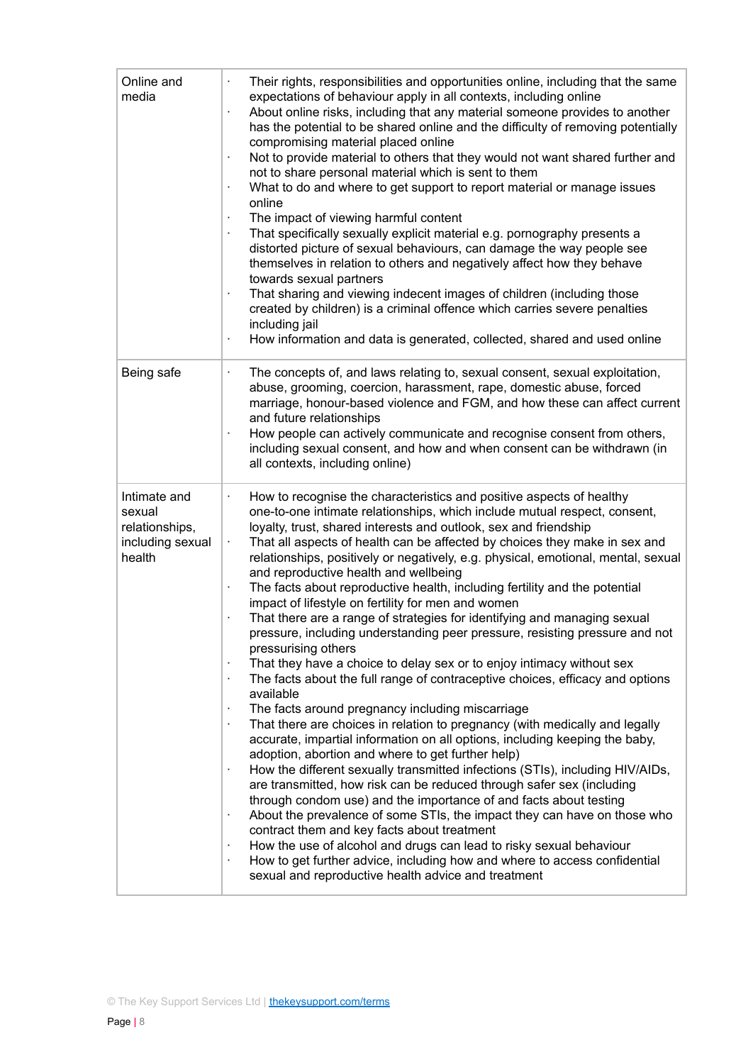| | |
|---|---|
| Online and media | · Their rights, responsibilities and opportunities online, including that the same expectations of behaviour apply in all contexts, including online<br>· About online risks, including that any material someone provides to another has the potential to be shared online and the difficulty of removing potentially compromising material placed online<br>· Not to provide material to others that they would not want shared further and not to share personal material which is sent to them<br>· What to do and where to get support to report material or manage issues online<br>· The impact of viewing harmful content<br>· That specifically sexually explicit material e.g. pornography presents a distorted picture of sexual behaviours, can damage the way people see themselves in relation to others and negatively affect how they behave towards sexual partners<br>· That sharing and viewing indecent images of children (including those created by children) is a criminal offence which carries severe penalties including jail<br>· How information and data is generated, collected, shared and used online |
| Being safe | · The concepts of, and laws relating to, sexual consent, sexual exploitation, abuse, grooming, coercion, harassment, rape, domestic abuse, forced marriage, honour-based violence and FGM, and how these can affect current and future relationships<br>· How people can actively communicate and recognise consent from others, including sexual consent, and how and when consent can be withdrawn (in all contexts, including online) |
| Intimate and sexual relationships, including sexual health | · How to recognise the characteristics and positive aspects of healthy one-to-one intimate relationships, which include mutual respect, consent, loyalty, trust, shared interests and outlook, sex and friendship<br>· That all aspects of health can be affected by choices they make in sex and relationships, positively or negatively, e.g. physical, emotional, mental, sexual and reproductive health and wellbeing<br>· The facts about reproductive health, including fertility and the potential impact of lifestyle on fertility for men and women<br>· That there are a range of strategies for identifying and managing sexual pressure, including understanding peer pressure, resisting pressure and not pressurising others<br>· That they have a choice to delay sex or to enjoy intimacy without sex<br>· The facts about the full range of contraceptive choices, efficacy and options available<br>· The facts around pregnancy including miscarriage<br>· That there are choices in relation to pregnancy (with medically and legally accurate, impartial information on all options, including keeping the baby, adoption, abortion and where to get further help)<br>· How the different sexually transmitted infections (STIs), including HIV/AIDs, are transmitted, how risk can be reduced through safer sex (including through condom use) and the importance of and facts about testing<br>· About the prevalence of some STIs, the impact they can have on those who contract them and key facts about treatment<br>· How the use of alcohol and drugs can lead to risky sexual behaviour<br>· How to get further advice, including how and where to access confidential sexual and reproductive health advice and treatment |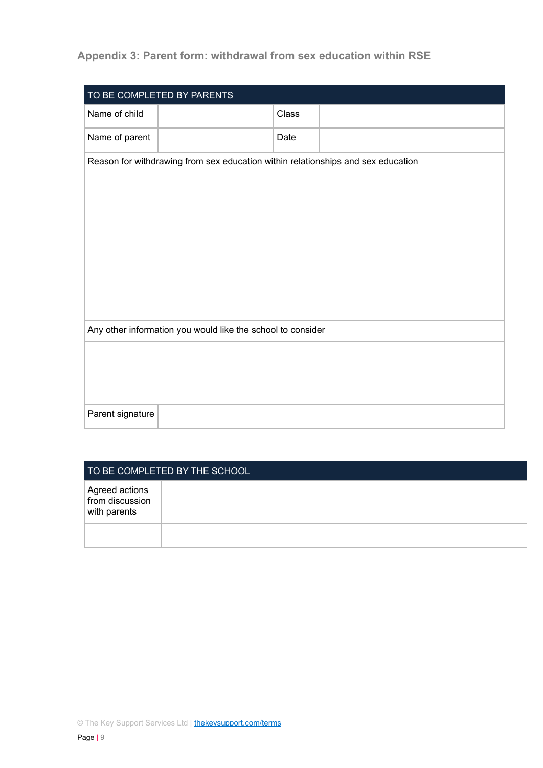### Appendix 3: Parent form: withdrawal from sex education within RSE

| TO BE COMPLETED BY PARENTS | | | |
|---|---|---|---|
| Name of child | | Class | |
| Name of parent | | Date | |
| Reason for withdrawing from sex education within relationships and sex education | | | |
| | | | |
| Any other information you would like the school to consider | | | |
| | | | |
| Parent signature | | | |

| TO BE COMPLETED BY THE SCHOOL | |
|---|---|
| Agreed actions from discussion with parents | |
| | |

© The Key Support Services Ltd | thekeysupport.com/terms